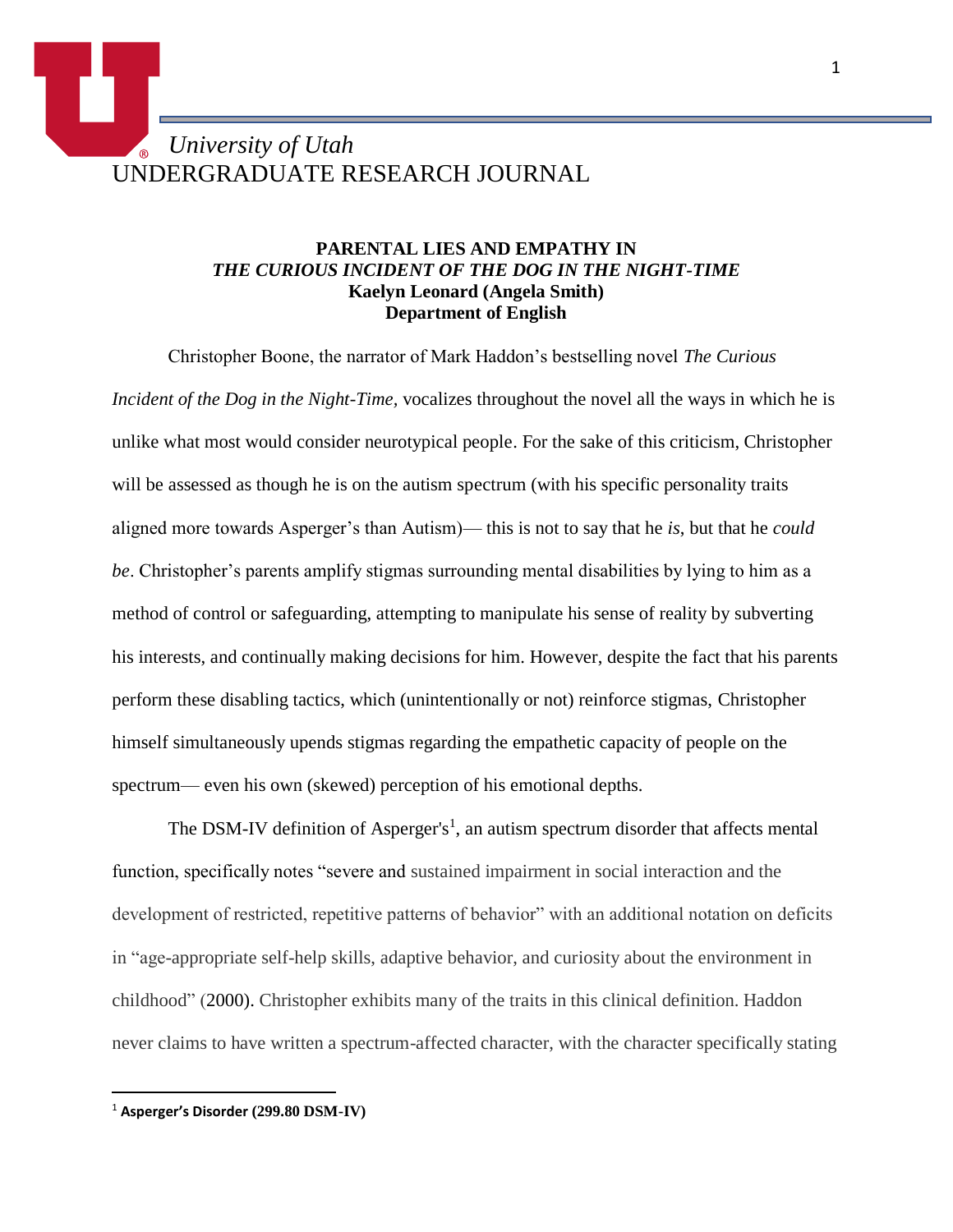*University of Utah*
UNDERGRADUATE RESEARCH JOURNAL

# PARENTAL LIES AND EMPATHY IN *THE CURIOUS INCIDENT OF THE DOG IN THE NIGHT-TIME*

**Kaelyn Leonard (Angela Smith)**
**Department of English**

Christopher Boone, the narrator of Mark Haddon's bestselling novel *The Curious Incident of the Dog in the Night-Time,* vocalizes throughout the novel all the ways in which he is unlike what most would consider neurotypical people. For the sake of this criticism, Christopher will be assessed as though he is on the autism spectrum (with his specific personality traits aligned more towards Asperger's than Autism)— this is not to say that he *is*, but that he *could be*. Christopher's parents amplify stigmas surrounding mental disabilities by lying to him as a method of control or safeguarding, attempting to manipulate his sense of reality by subverting his interests, and continually making decisions for him. However, despite the fact that his parents perform these disabling tactics, which (unintentionally or not) reinforce stigmas, Christopher himself simultaneously upends stigmas regarding the empathetic capacity of people on the spectrum— even his own (skewed) perception of his emotional depths.

The DSM-IV definition of Asperger's[1], an autism spectrum disorder that affects mental function, specifically notes "severe and sustained impairment in social interaction and the development of restricted, repetitive patterns of behavior" with an additional notation on deficits in "age-appropriate self-help skills, adaptive behavior, and curiosity about the environment in childhood" (2000). Christopher exhibits many of the traits in this clinical definition. Haddon never claims to have written a spectrum-affected character, with the character specifically stating

[1] **Asperger's Disorder (299.80 DSM-IV)**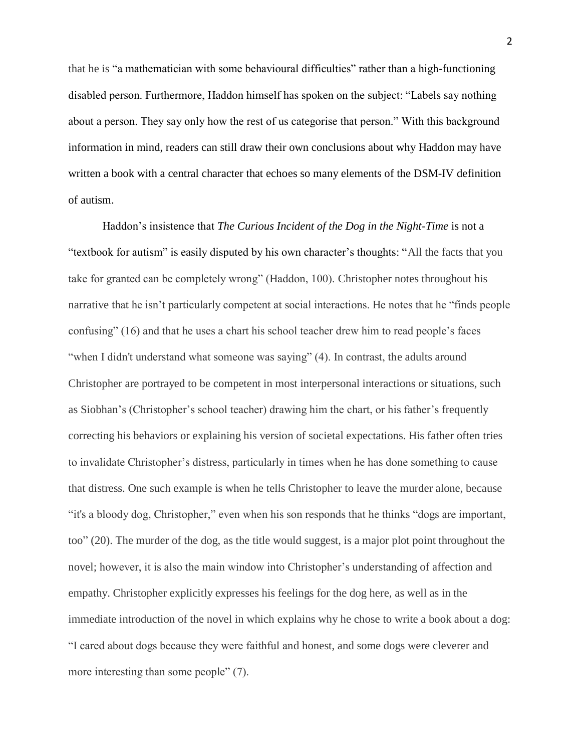that he is "a mathematician with some behavioural difficulties" rather than a high-functioning disabled person. Furthermore, Haddon himself has spoken on the subject: "Labels say nothing about a person. They say only how the rest of us categorise that person." With this background information in mind, readers can still draw their own conclusions about why Haddon may have written a book with a central character that echoes so many elements of the DSM-IV definition of autism.

Haddon's insistence that *The Curious Incident of the Dog in the Night-Time* is not a "textbook for autism" is easily disputed by his own character's thoughts: "All the facts that you take for granted can be completely wrong" (Haddon, 100). Christopher notes throughout his narrative that he isn't particularly competent at social interactions. He notes that he "finds people confusing" (16) and that he uses a chart his school teacher drew him to read people's faces "when I didn't understand what someone was saying" (4). In contrast, the adults around Christopher are portrayed to be competent in most interpersonal interactions or situations, such as Siobhan's (Christopher's school teacher) drawing him the chart, or his father's frequently correcting his behaviors or explaining his version of societal expectations. His father often tries to invalidate Christopher's distress, particularly in times when he has done something to cause that distress. One such example is when he tells Christopher to leave the murder alone, because "it's a bloody dog, Christopher," even when his son responds that he thinks "dogs are important, too" (20). The murder of the dog, as the title would suggest, is a major plot point throughout the novel; however, it is also the main window into Christopher's understanding of affection and empathy. Christopher explicitly expresses his feelings for the dog here, as well as in the immediate introduction of the novel in which explains why he chose to write a book about a dog: "I cared about dogs because they were faithful and honest, and some dogs were cleverer and more interesting than some people" (7).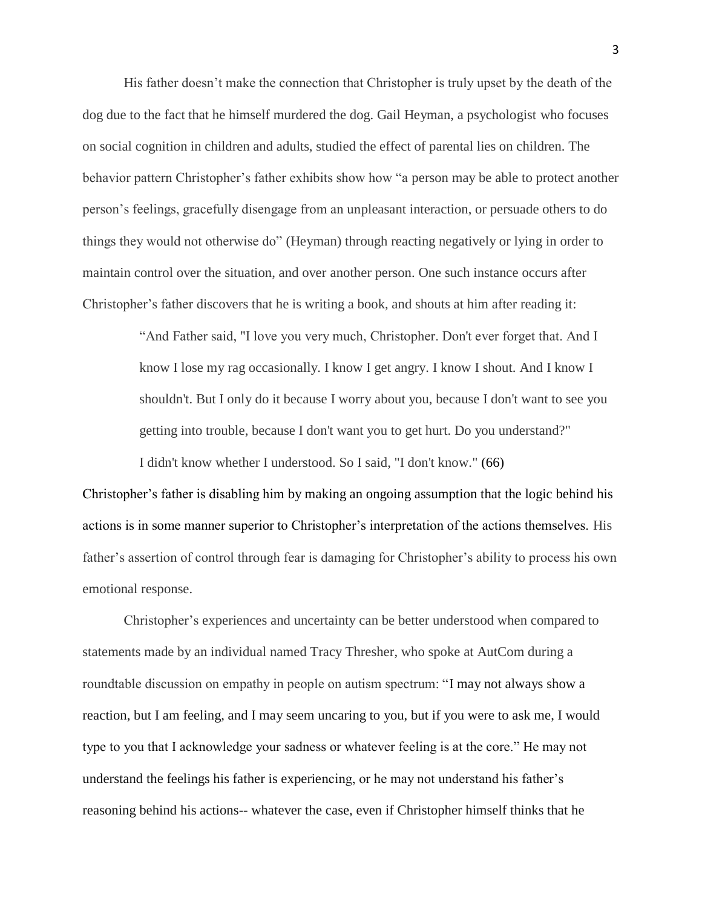His father doesn't make the connection that Christopher is truly upset by the death of the dog due to the fact that he himself murdered the dog. Gail Heyman, a psychologist who focuses on social cognition in children and adults, studied the effect of parental lies on children. The behavior pattern Christopher's father exhibits show how "a person may be able to protect another person's feelings, gracefully disengage from an unpleasant interaction, or persuade others to do things they would not otherwise do" (Heyman) through reacting negatively or lying in order to maintain control over the situation, and over another person. One such instance occurs after Christopher's father discovers that he is writing a book, and shouts at him after reading it:

> "And Father said, "I love you very much, Christopher. Don't ever forget that. And I know I lose my rag occasionally. I know I get angry. I know I shout. And I know I shouldn't. But I only do it because I worry about you, because I don't want to see you getting into trouble, because I don't want you to get hurt. Do you understand?"
>
> I didn't know whether I understood. So I said, "I don't know." (66)

Christopher's father is disabling him by making an ongoing assumption that the logic behind his actions is in some manner superior to Christopher's interpretation of the actions themselves. His father's assertion of control through fear is damaging for Christopher's ability to process his own emotional response.

Christopher's experiences and uncertainty can be better understood when compared to statements made by an individual named Tracy Thresher, who spoke at AutCom during a roundtable discussion on empathy in people on autism spectrum: "I may not always show a reaction, but I am feeling, and I may seem uncaring to you, but if you were to ask me, I would type to you that I acknowledge your sadness or whatever feeling is at the core." He may not understand the feelings his father is experiencing, or he may not understand his father's reasoning behind his actions-- whatever the case, even if Christopher himself thinks that he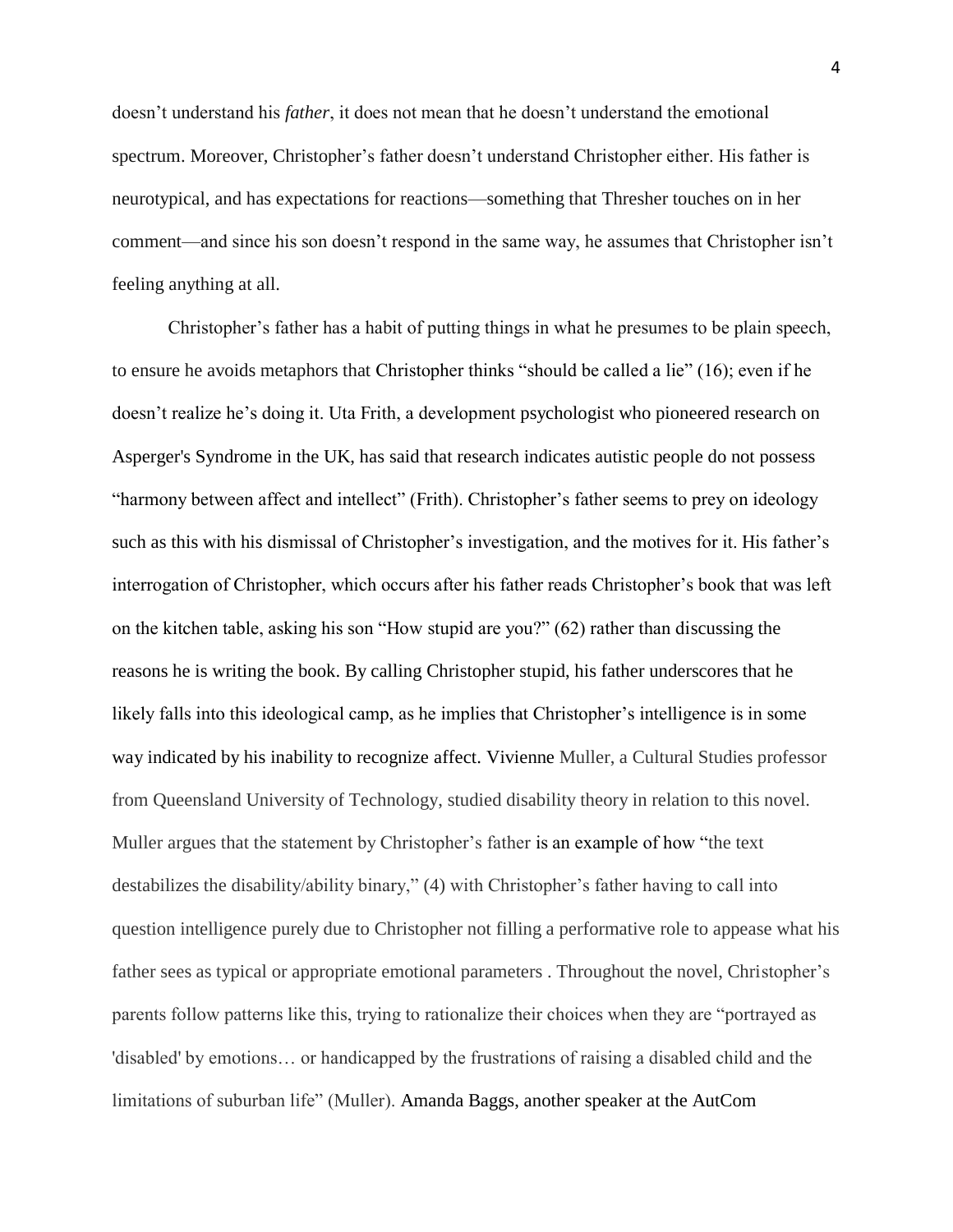doesn't understand his *father*, it does not mean that he doesn't understand the emotional spectrum. Moreover, Christopher's father doesn't understand Christopher either. His father is neurotypical, and has expectations for reactions—something that Thresher touches on in her comment—and since his son doesn't respond in the same way, he assumes that Christopher isn't feeling anything at all.

Christopher's father has a habit of putting things in what he presumes to be plain speech, to ensure he avoids metaphors that Christopher thinks "should be called a lie" (16); even if he doesn't realize he's doing it. Uta Frith, a development psychologist who pioneered research on Asperger's Syndrome in the UK, has said that research indicates autistic people do not possess "harmony between affect and intellect" (Frith). Christopher's father seems to prey on ideology such as this with his dismissal of Christopher's investigation, and the motives for it. His father's interrogation of Christopher, which occurs after his father reads Christopher's book that was left on the kitchen table, asking his son "How stupid are you?" (62) rather than discussing the reasons he is writing the book. By calling Christopher stupid, his father underscores that he likely falls into this ideological camp, as he implies that Christopher's intelligence is in some way indicated by his inability to recognize affect. Vivienne Muller, a Cultural Studies professor from Queensland University of Technology, studied disability theory in relation to this novel. Muller argues that the statement by Christopher's father is an example of how "the text destabilizes the disability/ability binary," (4) with Christopher's father having to call into question intelligence purely due to Christopher not filling a performative role to appease what his father sees as typical or appropriate emotional parameters . Throughout the novel, Christopher's parents follow patterns like this, trying to rationalize their choices when they are "portrayed as 'disabled' by emotions… or handicapped by the frustrations of raising a disabled child and the limitations of suburban life" (Muller). Amanda Baggs, another speaker at the AutCom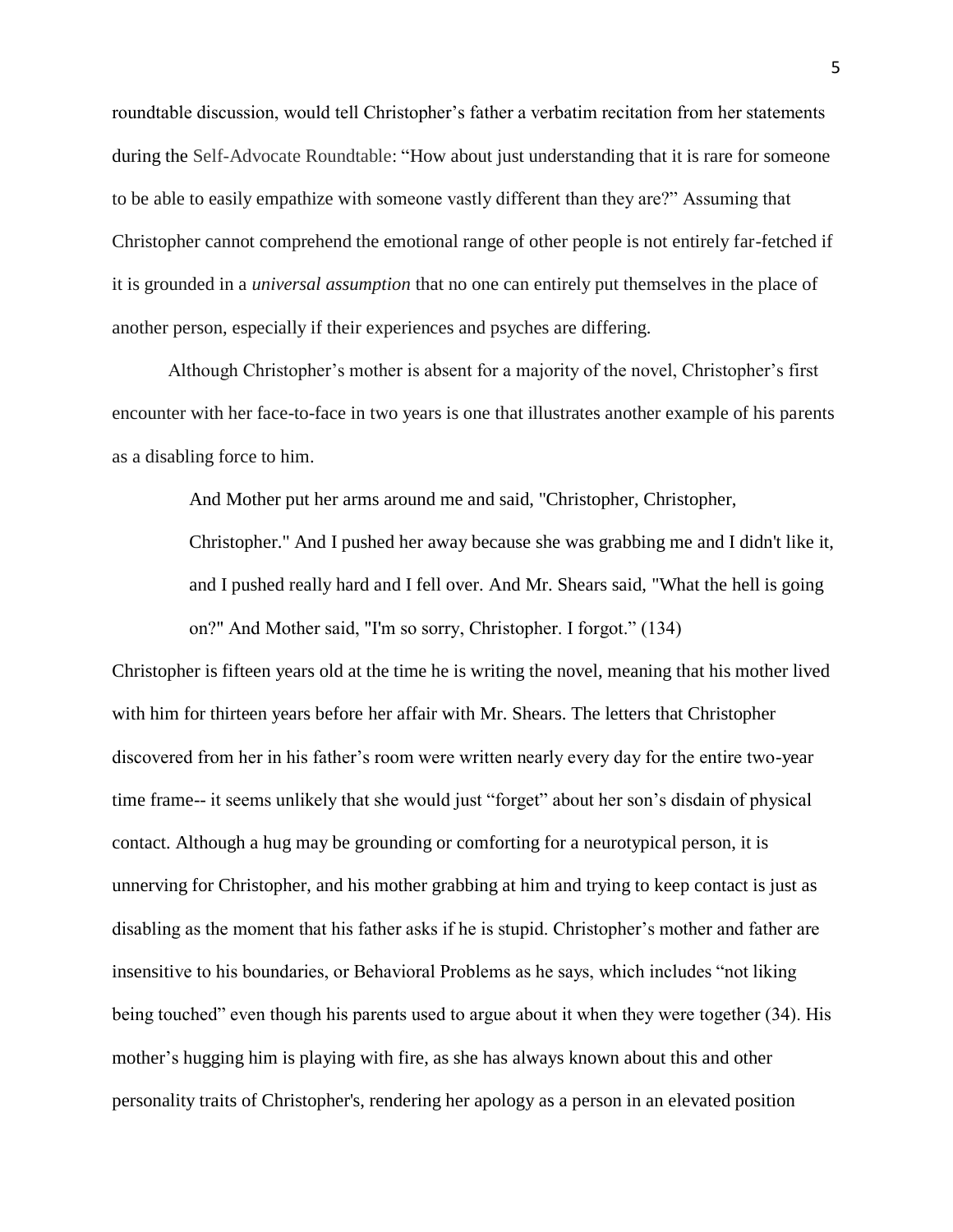roundtable discussion, would tell Christopher's father a verbatim recitation from her statements during the Self-Advocate Roundtable: "How about just understanding that it is rare for someone to be able to easily empathize with someone vastly different than they are?" Assuming that Christopher cannot comprehend the emotional range of other people is not entirely far-fetched if it is grounded in a *universal assumption* that no one can entirely put themselves in the place of another person, especially if their experiences and psyches are differing.

Although Christopher's mother is absent for a majority of the novel, Christopher's first encounter with her face-to-face in two years is one that illustrates another example of his parents as a disabling force to him.

> And Mother put her arms around me and said, "Christopher, Christopher, Christopher." And I pushed her away because she was grabbing me and I didn't like it, and I pushed really hard and I fell over. And Mr. Shears said, "What the hell is going on?" And Mother said, "I'm so sorry, Christopher. I forgot." (134)

Christopher is fifteen years old at the time he is writing the novel, meaning that his mother lived with him for thirteen years before her affair with Mr. Shears. The letters that Christopher discovered from her in his father's room were written nearly every day for the entire two-year time frame-- it seems unlikely that she would just "forget" about her son's disdain of physical contact. Although a hug may be grounding or comforting for a neurotypical person, it is unnerving for Christopher, and his mother grabbing at him and trying to keep contact is just as disabling as the moment that his father asks if he is stupid. Christopher's mother and father are insensitive to his boundaries, or Behavioral Problems as he says, which includes "not liking being touched" even though his parents used to argue about it when they were together (34). His mother's hugging him is playing with fire, as she has always known about this and other personality traits of Christopher's, rendering her apology as a person in an elevated position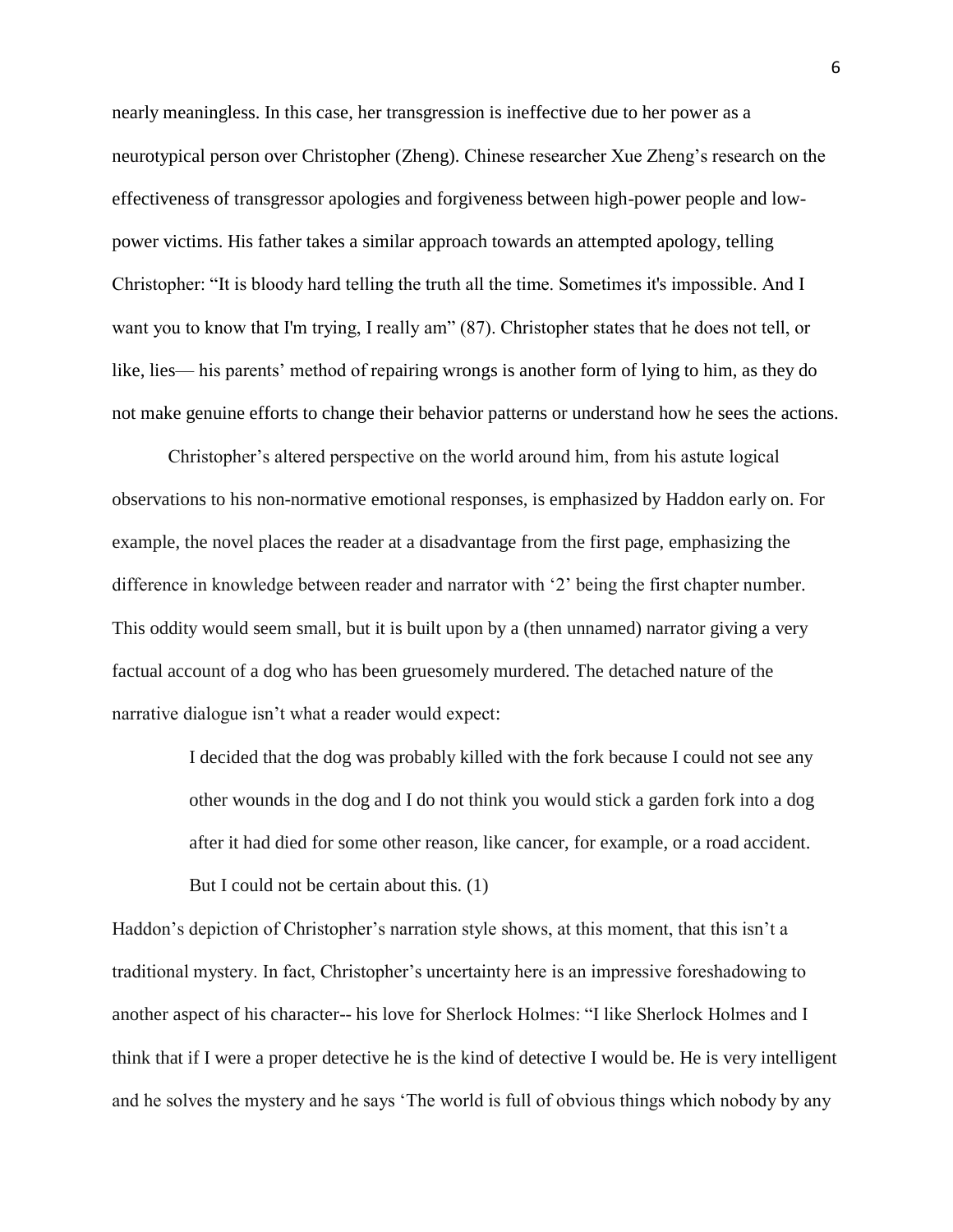nearly meaningless. In this case, her transgression is ineffective due to her power as a neurotypical person over Christopher (Zheng). Chinese researcher Xue Zheng's research on the effectiveness of transgressor apologies and forgiveness between high-power people and low-power victims. His father takes a similar approach towards an attempted apology, telling Christopher: "It is bloody hard telling the truth all the time. Sometimes it's impossible. And I want you to know that I'm trying, I really am" (87). Christopher states that he does not tell, or like, lies— his parents' method of repairing wrongs is another form of lying to him, as they do not make genuine efforts to change their behavior patterns or understand how he sees the actions.

Christopher's altered perspective on the world around him, from his astute logical observations to his non-normative emotional responses, is emphasized by Haddon early on. For example, the novel places the reader at a disadvantage from the first page, emphasizing the difference in knowledge between reader and narrator with '2' being the first chapter number. This oddity would seem small, but it is built upon by a (then unnamed) narrator giving a very factual account of a dog who has been gruesomely murdered. The detached nature of the narrative dialogue isn't what a reader would expect:

> I decided that the dog was probably killed with the fork because I could not see any other wounds in the dog and I do not think you would stick a garden fork into a dog after it had died for some other reason, like cancer, for example, or a road accident. But I could not be certain about this. (1)

Haddon's depiction of Christopher's narration style shows, at this moment, that this isn't a traditional mystery. In fact, Christopher's uncertainty here is an impressive foreshadowing to another aspect of his character-- his love for Sherlock Holmes: "I like Sherlock Holmes and I think that if I were a proper detective he is the kind of detective I would be. He is very intelligent and he solves the mystery and he says 'The world is full of obvious things which nobody by any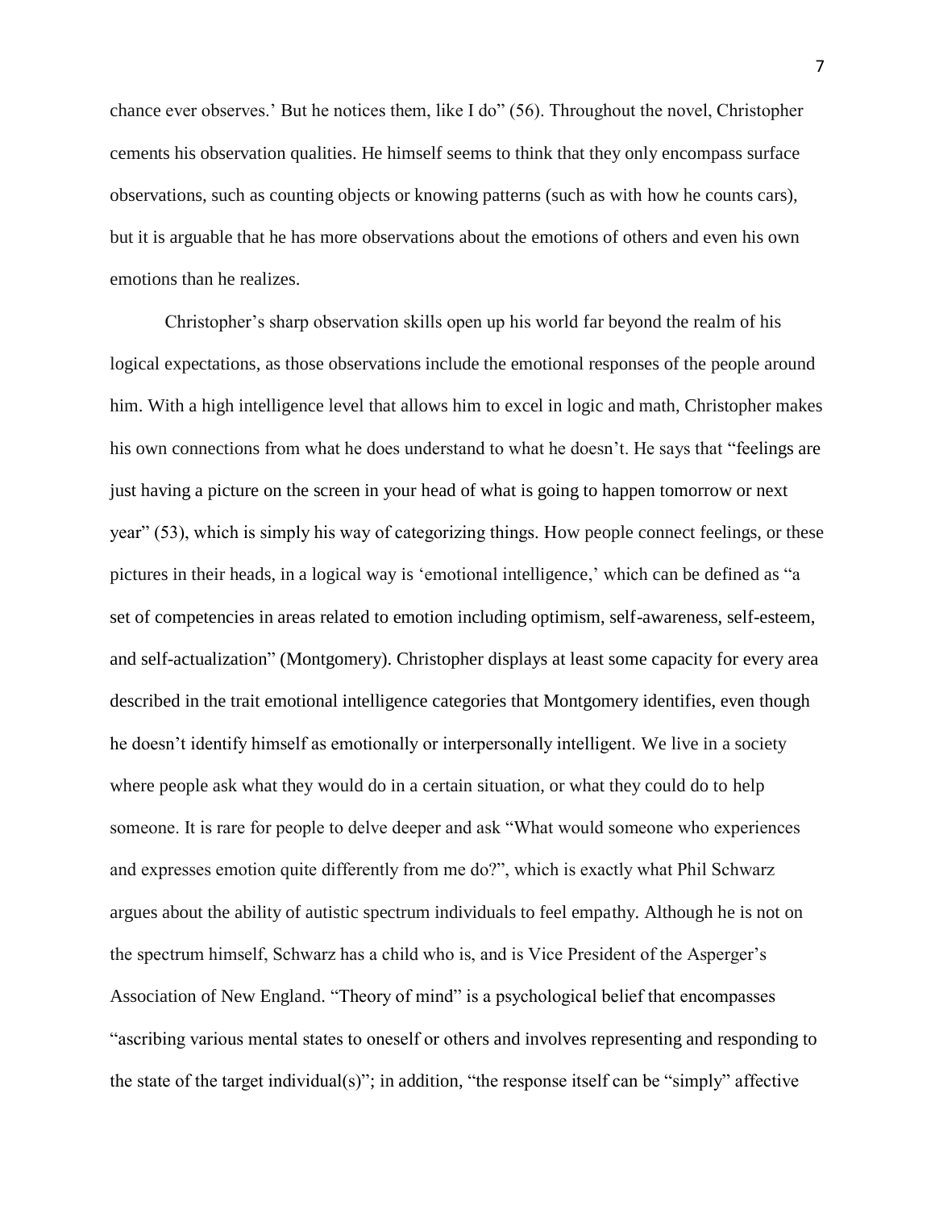chance ever observes.' But he notices them, like I do" (56). Throughout the novel, Christopher cements his observation qualities. He himself seems to think that they only encompass surface observations, such as counting objects or knowing patterns (such as with how he counts cars), but it is arguable that he has more observations about the emotions of others and even his own emotions than he realizes.

Christopher's sharp observation skills open up his world far beyond the realm of his logical expectations, as those observations include the emotional responses of the people around him. With a high intelligence level that allows him to excel in logic and math, Christopher makes his own connections from what he does understand to what he doesn't. He says that "feelings are just having a picture on the screen in your head of what is going to happen tomorrow or next year" (53), which is simply his way of categorizing things. How people connect feelings, or these pictures in their heads, in a logical way is 'emotional intelligence,' which can be defined as "a set of competencies in areas related to emotion including optimism, self-awareness, self-esteem, and self-actualization" (Montgomery). Christopher displays at least some capacity for every area described in the trait emotional intelligence categories that Montgomery identifies, even though he doesn't identify himself as emotionally or interpersonally intelligent. We live in a society where people ask what they would do in a certain situation, or what they could do to help someone. It is rare for people to delve deeper and ask "What would someone who experiences and expresses emotion quite differently from me do?", which is exactly what Phil Schwarz argues about the ability of autistic spectrum individuals to feel empathy. Although he is not on the spectrum himself, Schwarz has a child who is, and is Vice President of the Asperger's Association of New England. "Theory of mind" is a psychological belief that encompasses "ascribing various mental states to oneself or others and involves representing and responding to the state of the target individual(s)"; in addition, "the response itself can be "simply" affective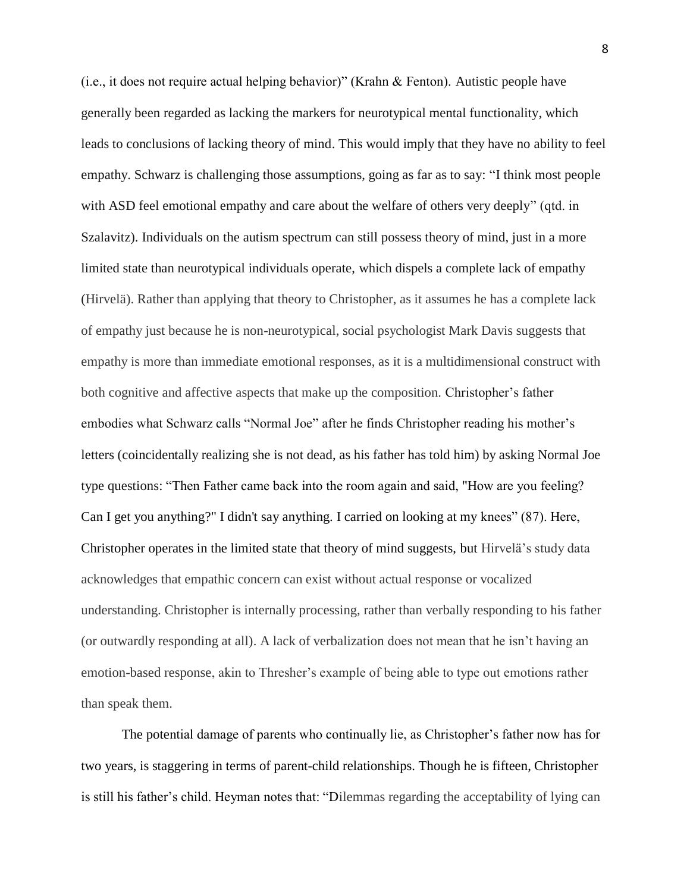(i.e., it does not require actual helping behavior)" (Krahn & Fenton). Autistic people have generally been regarded as lacking the markers for neurotypical mental functionality, which leads to conclusions of lacking theory of mind. This would imply that they have no ability to feel empathy. Schwarz is challenging those assumptions, going as far as to say: "I think most people with ASD feel emotional empathy and care about the welfare of others very deeply" (qtd. in Szalavitz). Individuals on the autism spectrum can still possess theory of mind, just in a more limited state than neurotypical individuals operate, which dispels a complete lack of empathy (Hirvelä). Rather than applying that theory to Christopher, as it assumes he has a complete lack of empathy just because he is non-neurotypical, social psychologist Mark Davis suggests that empathy is more than immediate emotional responses, as it is a multidimensional construct with both cognitive and affective aspects that make up the composition. Christopher's father embodies what Schwarz calls "Normal Joe" after he finds Christopher reading his mother's letters (coincidentally realizing she is not dead, as his father has told him) by asking Normal Joe type questions: "Then Father came back into the room again and said, "How are you feeling? Can I get you anything?" I didn't say anything. I carried on looking at my knees" (87). Here, Christopher operates in the limited state that theory of mind suggests, but Hirvelä's study data acknowledges that empathic concern can exist without actual response or vocalized understanding. Christopher is internally processing, rather than verbally responding to his father (or outwardly responding at all). A lack of verbalization does not mean that he isn't having an emotion-based response, akin to Thresher's example of being able to type out emotions rather than speak them.

The potential damage of parents who continually lie, as Christopher's father now has for two years, is staggering in terms of parent-child relationships. Though he is fifteen, Christopher is still his father's child. Heyman notes that: "Dilemmas regarding the acceptability of lying can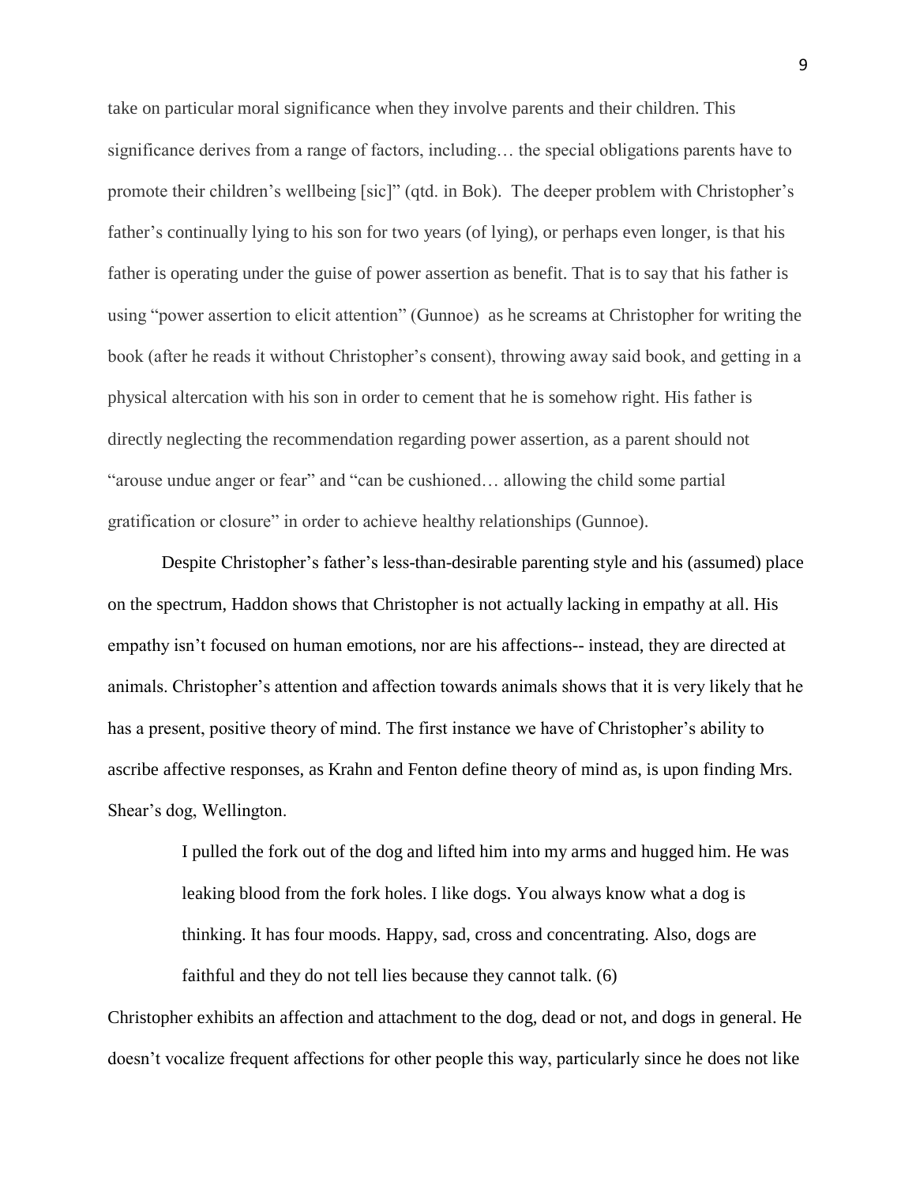take on particular moral significance when they involve parents and their children. This significance derives from a range of factors, including… the special obligations parents have to promote their children's wellbeing [sic]" (qtd. in Bok). The deeper problem with Christopher's father's continually lying to his son for two years (of lying), or perhaps even longer, is that his father is operating under the guise of power assertion as benefit. That is to say that his father is using "power assertion to elicit attention" (Gunnoe) as he screams at Christopher for writing the book (after he reads it without Christopher's consent), throwing away said book, and getting in a physical altercation with his son in order to cement that he is somehow right. His father is directly neglecting the recommendation regarding power assertion, as a parent should not "arouse undue anger or fear" and "can be cushioned… allowing the child some partial gratification or closure" in order to achieve healthy relationships (Gunnoe).

Despite Christopher's father's less-than-desirable parenting style and his (assumed) place on the spectrum, Haddon shows that Christopher is not actually lacking in empathy at all. His empathy isn't focused on human emotions, nor are his affections-- instead, they are directed at animals. Christopher's attention and affection towards animals shows that it is very likely that he has a present, positive theory of mind. The first instance we have of Christopher's ability to ascribe affective responses, as Krahn and Fenton define theory of mind as, is upon finding Mrs. Shear's dog, Wellington.

> I pulled the fork out of the dog and lifted him into my arms and hugged him. He was leaking blood from the fork holes. I like dogs. You always know what a dog is thinking. It has four moods. Happy, sad, cross and concentrating. Also, dogs are faithful and they do not tell lies because they cannot talk. (6)

Christopher exhibits an affection and attachment to the dog, dead or not, and dogs in general. He doesn't vocalize frequent affections for other people this way, particularly since he does not like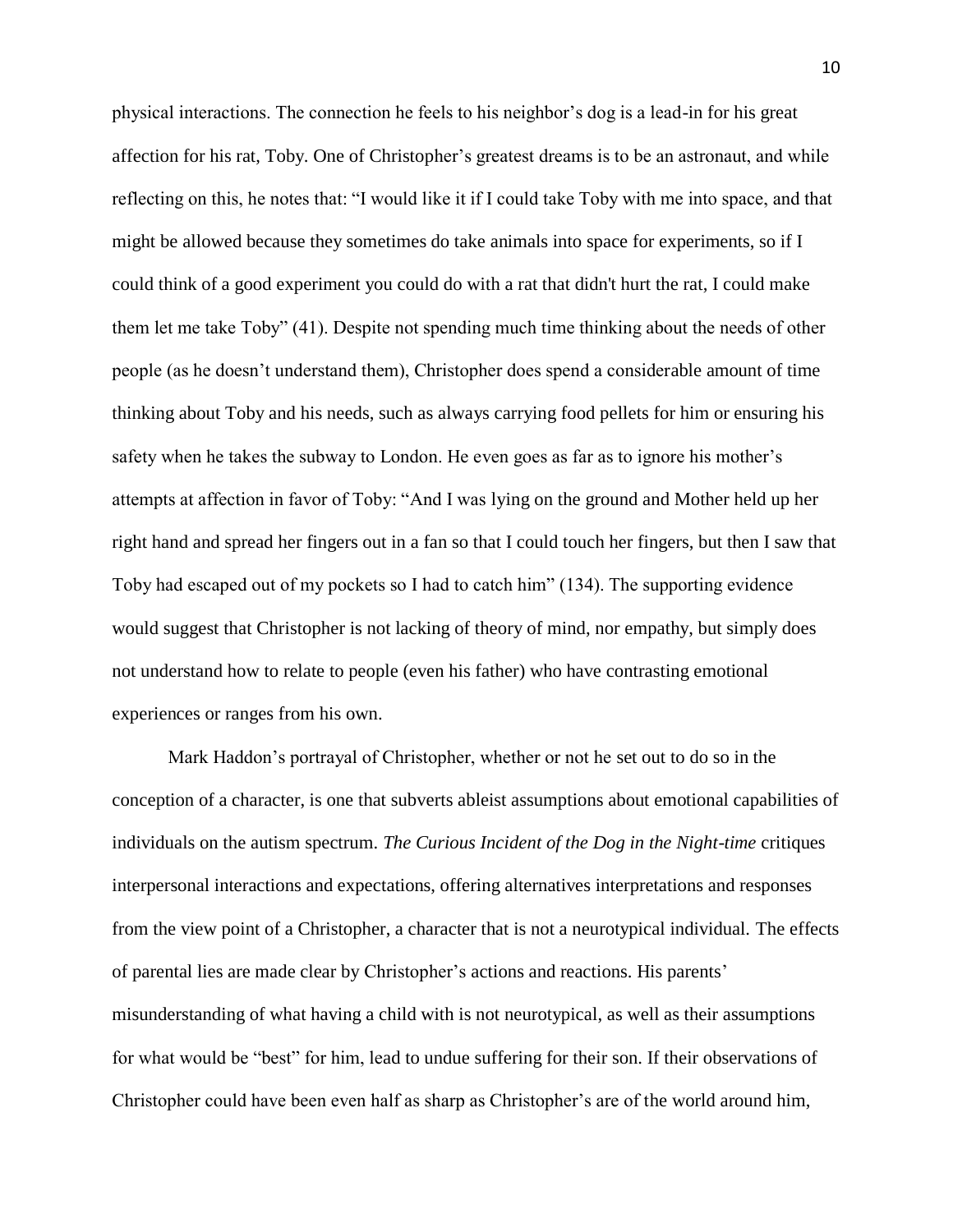physical interactions. The connection he feels to his neighbor's dog is a lead-in for his great affection for his rat, Toby. One of Christopher's greatest dreams is to be an astronaut, and while reflecting on this, he notes that: "I would like it if I could take Toby with me into space, and that might be allowed because they sometimes do take animals into space for experiments, so if I could think of a good experiment you could do with a rat that didn't hurt the rat, I could make them let me take Toby" (41). Despite not spending much time thinking about the needs of other people (as he doesn't understand them), Christopher does spend a considerable amount of time thinking about Toby and his needs, such as always carrying food pellets for him or ensuring his safety when he takes the subway to London. He even goes as far as to ignore his mother's attempts at affection in favor of Toby: "And I was lying on the ground and Mother held up her right hand and spread her fingers out in a fan so that I could touch her fingers, but then I saw that Toby had escaped out of my pockets so I had to catch him" (134). The supporting evidence would suggest that Christopher is not lacking of theory of mind, nor empathy, but simply does not understand how to relate to people (even his father) who have contrasting emotional experiences or ranges from his own.

Mark Haddon's portrayal of Christopher, whether or not he set out to do so in the conception of a character, is one that subverts ableist assumptions about emotional capabilities of individuals on the autism spectrum. *The Curious Incident of the Dog in the Night-time* critiques interpersonal interactions and expectations, offering alternatives interpretations and responses from the view point of a Christopher, a character that is not a neurotypical individual. The effects of parental lies are made clear by Christopher's actions and reactions. His parents' misunderstanding of what having a child with is not neurotypical, as well as their assumptions for what would be "best" for him, lead to undue suffering for their son. If their observations of Christopher could have been even half as sharp as Christopher's are of the world around him,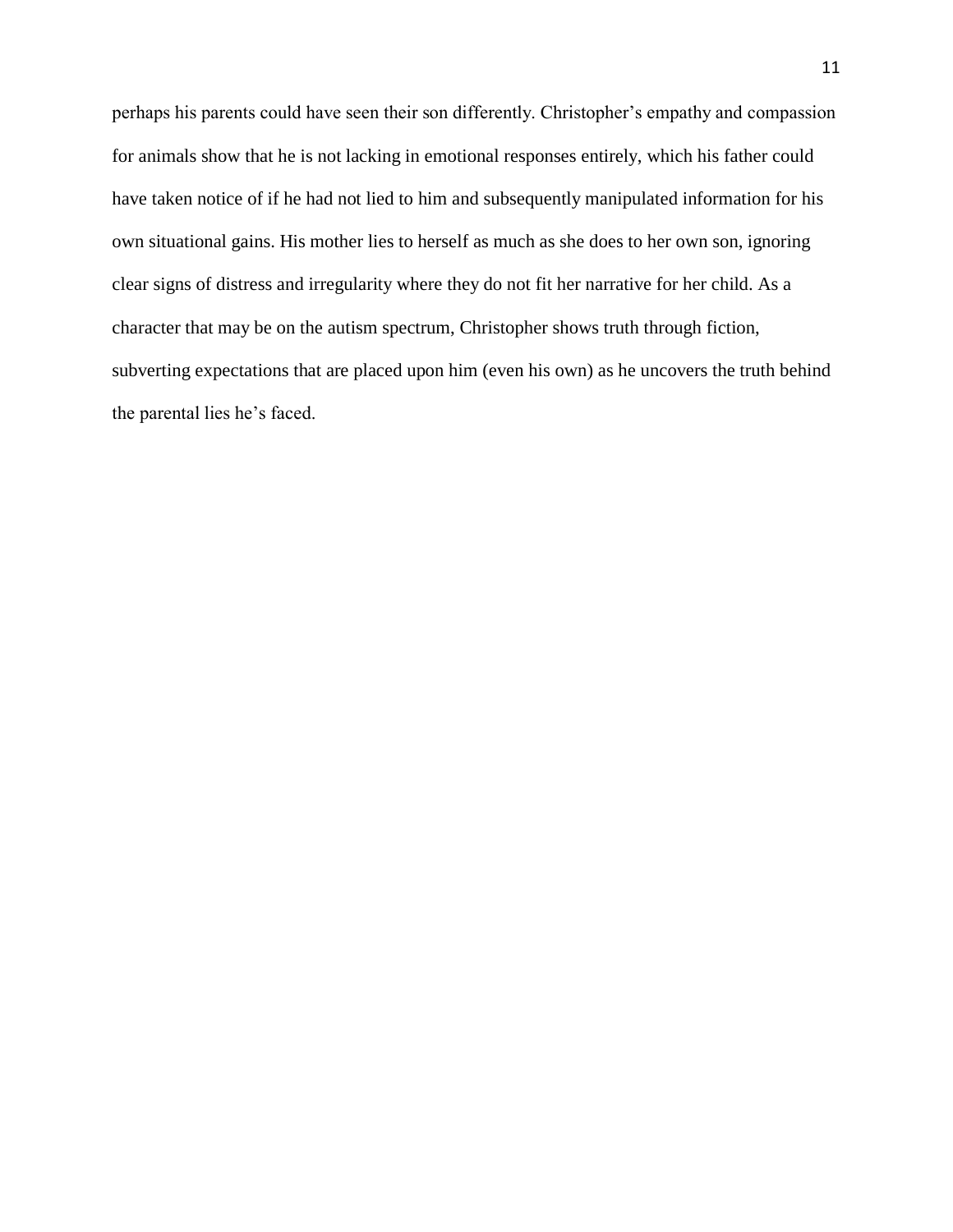perhaps his parents could have seen their son differently. Christopher's empathy and compassion for animals show that he is not lacking in emotional responses entirely, which his father could have taken notice of if he had not lied to him and subsequently manipulated information for his own situational gains. His mother lies to herself as much as she does to her own son, ignoring clear signs of distress and irregularity where they do not fit her narrative for her child. As a character that may be on the autism spectrum, Christopher shows truth through fiction, subverting expectations that are placed upon him (even his own) as he uncovers the truth behind the parental lies he's faced.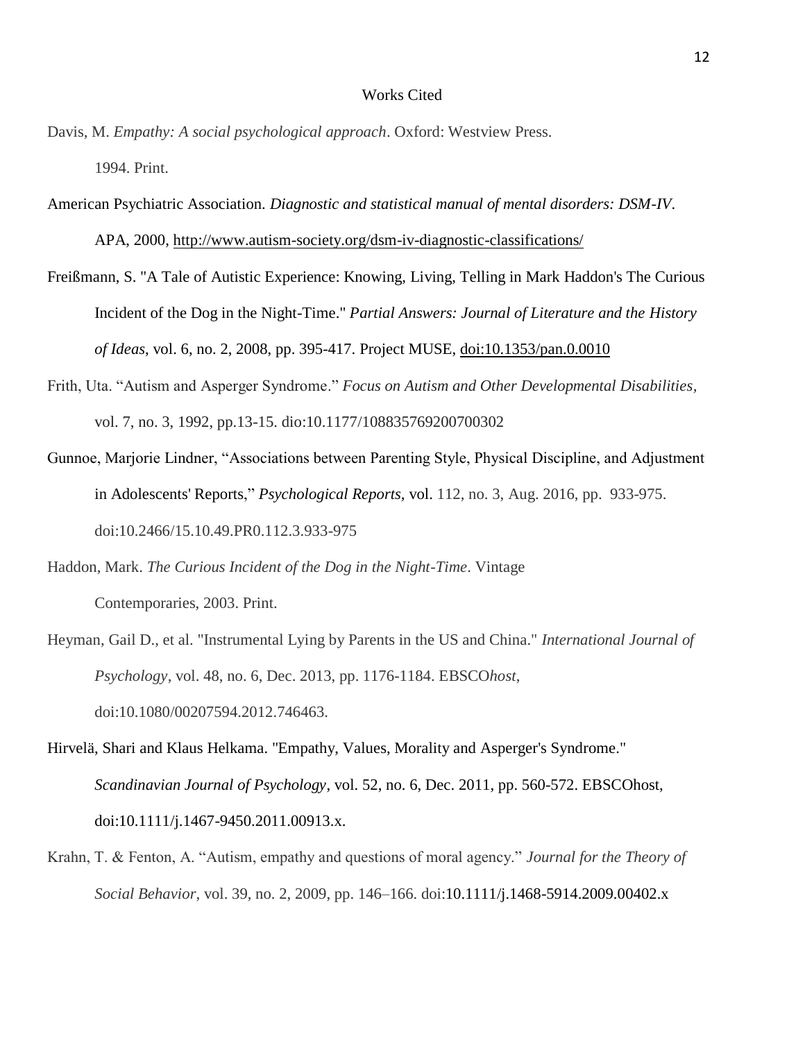# Works Cited

Davis, M. *Empathy: A social psychological approach*. Oxford: Westview Press. 1994. Print.

American Psychiatric Association. *Diagnostic and statistical manual of mental disorders: DSM-IV*. APA, 2000, http://www.autism-society.org/dsm-iv-diagnostic-classifications/

Freißmann, S. "A Tale of Autistic Experience: Knowing, Living, Telling in Mark Haddon's The Curious Incident of the Dog in the Night-Time." *Partial Answers: Journal of Literature and the History of Ideas*, vol. 6, no. 2, 2008, pp. 395-417. Project MUSE, doi:10.1353/pan.0.0010

Frith, Uta. "Autism and Asperger Syndrome." *Focus on Autism and Other Developmental Disabilities*, vol. 7, no. 3, 1992, pp.13-15. dio:10.1177/108835769200700302

Gunnoe, Marjorie Lindner, "Associations between Parenting Style, Physical Discipline, and Adjustment in Adolescents' Reports," *Psychological Reports*, vol. 112, no. 3, Aug. 2016, pp. 933-975. doi:10.2466/15.10.49.PR0.112.3.933-975

Haddon, Mark. *The Curious Incident of the Dog in the Night-Time*. Vintage Contemporaries, 2003. Print.

Heyman, Gail D., et al. "Instrumental Lying by Parents in the US and China." *International Journal of Psychology*, vol. 48, no. 6, Dec. 2013, pp. 1176-1184. EBSCO*host*, doi:10.1080/00207594.2012.746463.

Hirvelä, Shari and Klaus Helkama. "Empathy, Values, Morality and Asperger's Syndrome." *Scandinavian Journal of Psychology*, vol. 52, no. 6, Dec. 2011, pp. 560-572. EBSCOhost, doi:10.1111/j.1467-9450.2011.00913.x.

Krahn, T. & Fenton, A. "Autism, empathy and questions of moral agency." *Journal for the Theory of Social Behavior*, vol. 39, no. 2, 2009, pp. 146–166. doi:10.1111/j.1468-5914.2009.00402.x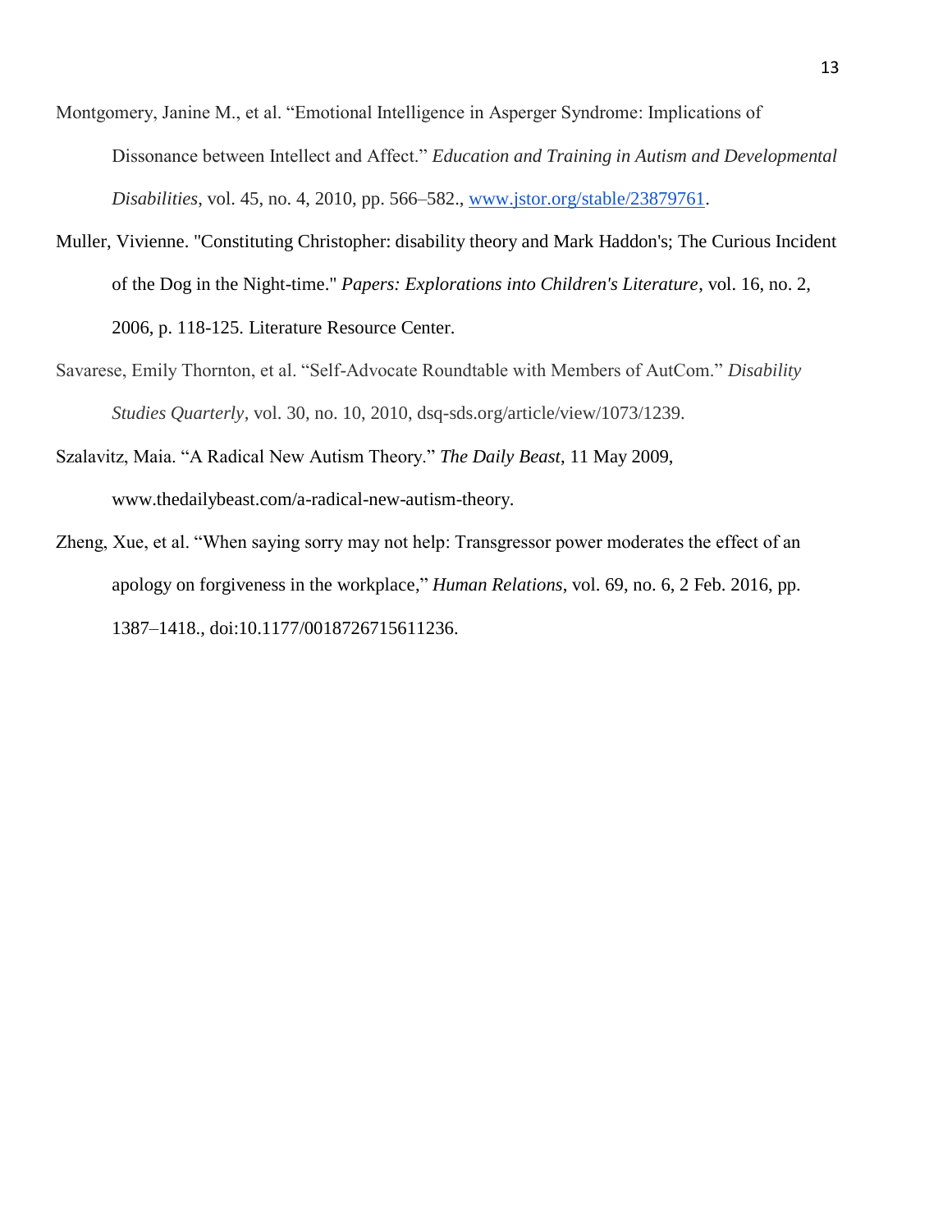Montgomery, Janine M., et al. "Emotional Intelligence in Asperger Syndrome: Implications of Dissonance between Intellect and Affect." *Education and Training in Autism and Developmental Disabilities*, vol. 45, no. 4, 2010, pp. 566–582., www.jstor.org/stable/23879761.

Muller, Vivienne. "Constituting Christopher: disability theory and Mark Haddon's; The Curious Incident of the Dog in the Night-time." *Papers: Explorations into Children's Literature*, vol. 16, no. 2, 2006, p. 118-125. Literature Resource Center.

Savarese, Emily Thornton, et al. "Self-Advocate Roundtable with Members of AutCom." *Disability Studies Quarterly*, vol. 30, no. 10, 2010, dsq-sds.org/article/view/1073/1239.

Szalavitz, Maia. "A Radical New Autism Theory." *The Daily Beast*, 11 May 2009, www.thedailybeast.com/a-radical-new-autism-theory.

Zheng, Xue, et al. "When saying sorry may not help: Transgressor power moderates the effect of an apology on forgiveness in the workplace," *Human Relations*, vol. 69, no. 6, 2 Feb. 2016, pp. 1387–1418., doi:10.1177/0018726715611236.